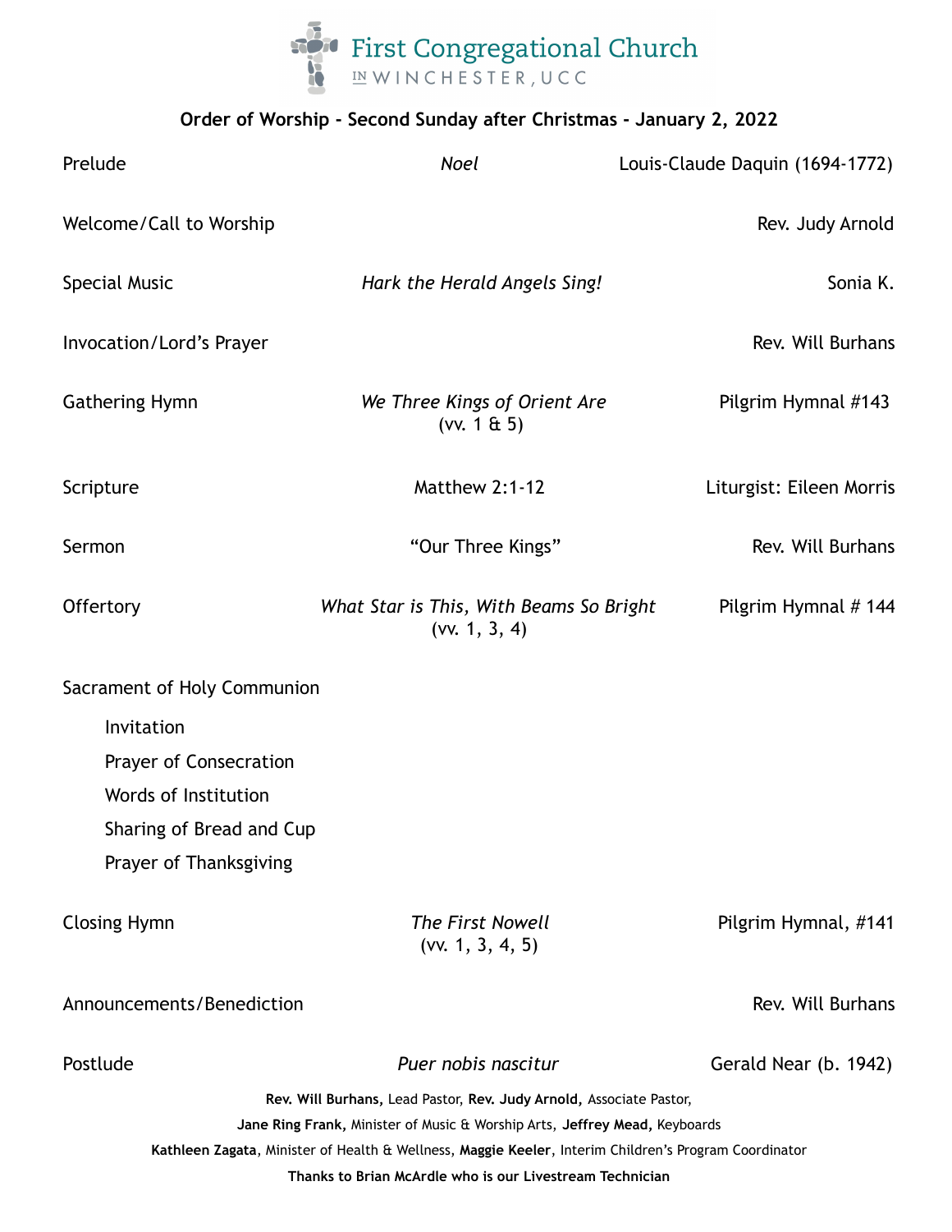# First Congregational Church
IN WINCHESTER, UCC

**Order of Worship - Second Sunday after Christmas - January 2, 2022**

| | | |
|---|---|---|
| Prelude | *Noel* | Louis-Claude Daquin (1694-1772) |
| Welcome/Call to Worship | | Rev. Judy Arnold |
| Special Music | *Hark the Herald Angels Sing!* | Sonia K. |
| Invocation/Lord's Prayer | | Rev. Will Burhans |
| Gathering Hymn | *We Three Kings of Orient Are* (vv. 1 & 5) | Pilgrim Hymnal #143 |
| Scripture | Matthew 2:1-12 | Liturgist: Eileen Morris |
| Sermon | "Our Three Kings" | Rev. Will Burhans |
| Offertory | *What Star is This, With Beams So Bright* (vv. 1, 3, 4) | Pilgrim Hymnal # 144 |

Sacrament of Holy Communion

- Invitation
- Prayer of Consecration
- Words of Institution
- Sharing of Bread and Cup
- Prayer of Thanksgiving

| | | |
|---|---|---|
| Closing Hymn | *The First Nowell* (vv. 1, 3, 4, 5) | Pilgrim Hymnal, #141 |
| Announcements/Benediction | | Rev. Will Burhans |
| Postlude | *Puer nobis nascitur* | Gerald Near (b. 1942) |

**Rev. Will Burhans,** Lead Pastor, **Rev. Judy Arnold,** Associate Pastor,

**Jane Ring Frank,** Minister of Music & Worship Arts, **Jeffrey Mead,** Keyboards

**Kathleen Zagata**, Minister of Health & Wellness, **Maggie Keeler**, Interim Children's Program Coordinator

**Thanks to Brian McArdle who is our Livestream Technician**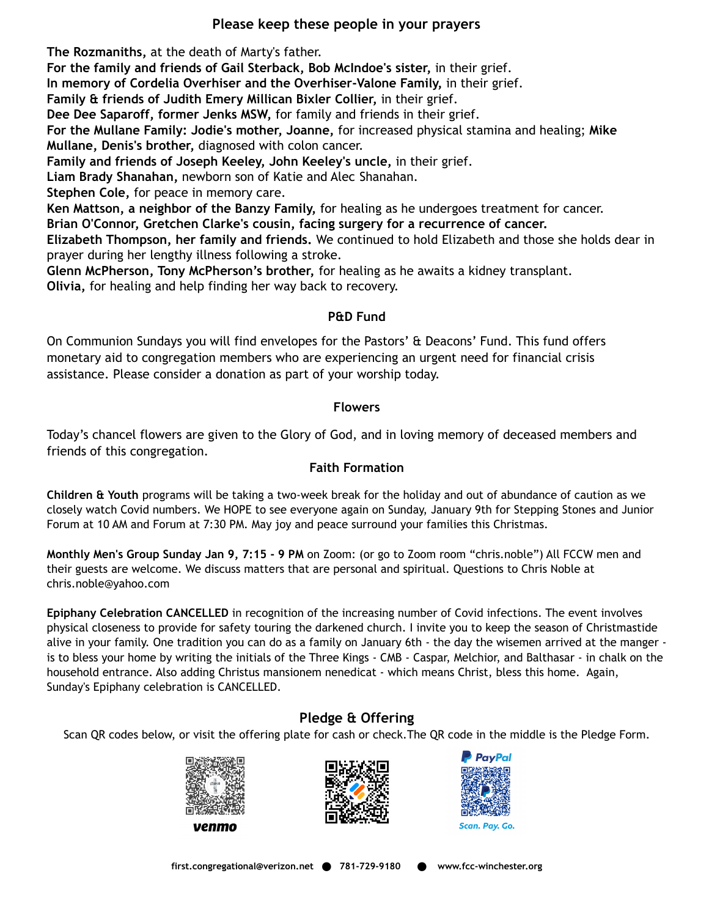## Please keep these people in your prayers

**The Rozmaniths,** at the death of Marty's father.
**For the family and friends of Gail Sterback, Bob McIndoe's sister,** in their grief.
**In memory of Cordelia Overhiser and the Overhiser-Valone Family,** in their grief.
**Family & friends of Judith Emery Millican Bixler Collier,** in their grief.
**Dee Dee Saparoff, former Jenks MSW,** for family and friends in their grief.
**For the Mullane Family: Jodie's mother, Joanne,** for increased physical stamina and healing; **Mike Mullane, Denis's brother,** diagnosed with colon cancer.
**Family and friends of Joseph Keeley, John Keeley's uncle,** in their grief.
**Liam Brady Shanahan,** newborn son of Katie and Alec Shanahan.
**Stephen Cole,** for peace in memory care.
**Ken Mattson, a neighbor of the Banzy Family,** for healing as he undergoes treatment for cancer.
**Brian O'Connor, Gretchen Clarke's cousin, facing surgery for a recurrence of cancer.**
**Elizabeth Thompson, her family and friends.** We continued to hold Elizabeth and those she holds dear in prayer during her lengthy illness following a stroke.
**Glenn McPherson, Tony McPherson's brother,** for healing as he awaits a kidney transplant.
**Olivia,** for healing and help finding her way back to recovery.

### P&D Fund

On Communion Sundays you will find envelopes for the Pastors' & Deacons' Fund. This fund offers monetary aid to congregation members who are experiencing an urgent need for financial crisis assistance. Please consider a donation as part of your worship today.

### Flowers

Today's chancel flowers are given to the Glory of God, and in loving memory of deceased members and friends of this congregation.

### Faith Formation

**Children & Youth** programs will be taking a two-week break for the holiday and out of abundance of caution as we closely watch Covid numbers. We HOPE to see everyone again on Sunday, January 9th for Stepping Stones and Junior Forum at 10 AM and Forum at 7:30 PM. May joy and peace surround your families this Christmas.

**Monthly Men's Group Sunday Jan 9, 7:15 - 9 PM** on Zoom: (or go to Zoom room "chris.noble") All FCCW men and their guests are welcome. We discuss matters that are personal and spiritual. Questions to Chris Noble at chris.noble@yahoo.com

**Epiphany Celebration CANCELLED** in recognition of the increasing number of Covid infections. The event involves physical closeness to provide for safety touring the darkened church. I invite you to keep the season of Christmastide alive in your family. One tradition you can do as a family on January 6th - the day the wisemen arrived at the manger - is to bless your home by writing the initials of the Three Kings - CMB - Caspar, Melchior, and Balthasar - in chalk on the household entrance. Also adding Christus mansionem nenedicat - which means Christ, bless this home. Again, Sunday's Epiphany celebration is CANCELLED.

## Pledge & Offering

Scan QR codes below, or visit the offering plate for cash or check.The QR code in the middle is the Pledge Form.

venmo

PayPal

Scan. Pay. Go.

first.congregational@verizon.net ● 781-729-9180 ● www.fcc-winchester.org